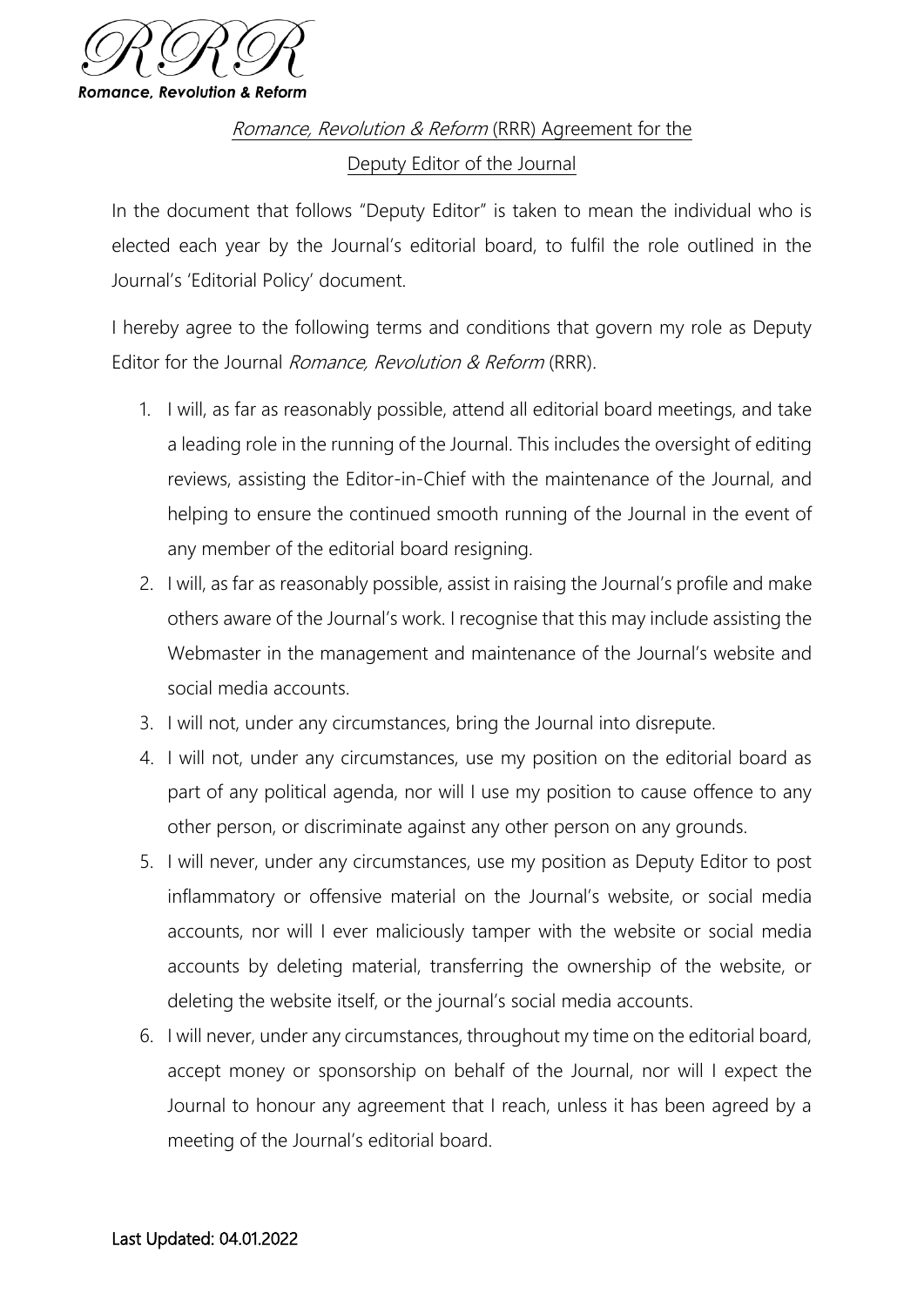RRR

***Romance, Revolution & Reform***

# *Romance, Revolution & Reform* (RRR) Agreement for the Deputy Editor of the Journal

In the document that follows "Deputy Editor" is taken to mean the individual who is elected each year by the Journal's editorial board, to fulfil the role outlined in the Journal's 'Editorial Policy' document.

I hereby agree to the following terms and conditions that govern my role as Deputy Editor for the Journal *Romance, Revolution & Reform* (RRR).

1. I will, as far as reasonably possible, attend all editorial board meetings, and take a leading role in the running of the Journal. This includes the oversight of editing reviews, assisting the Editor-in-Chief with the maintenance of the Journal, and helping to ensure the continued smooth running of the Journal in the event of any member of the editorial board resigning.
2. I will, as far as reasonably possible, assist in raising the Journal's profile and make others aware of the Journal's work. I recognise that this may include assisting the Webmaster in the management and maintenance of the Journal's website and social media accounts.
3. I will not, under any circumstances, bring the Journal into disrepute.
4. I will not, under any circumstances, use my position on the editorial board as part of any political agenda, nor will I use my position to cause offence to any other person, or discriminate against any other person on any grounds.
5. I will never, under any circumstances, use my position as Deputy Editor to post inflammatory or offensive material on the Journal's website, or social media accounts, nor will I ever maliciously tamper with the website or social media accounts by deleting material, transferring the ownership of the website, or deleting the website itself, or the journal's social media accounts.
6. I will never, under any circumstances, throughout my time on the editorial board, accept money or sponsorship on behalf of the Journal, nor will I expect the Journal to honour any agreement that I reach, unless it has been agreed by a meeting of the Journal's editorial board.

Last Updated: 04.01.2022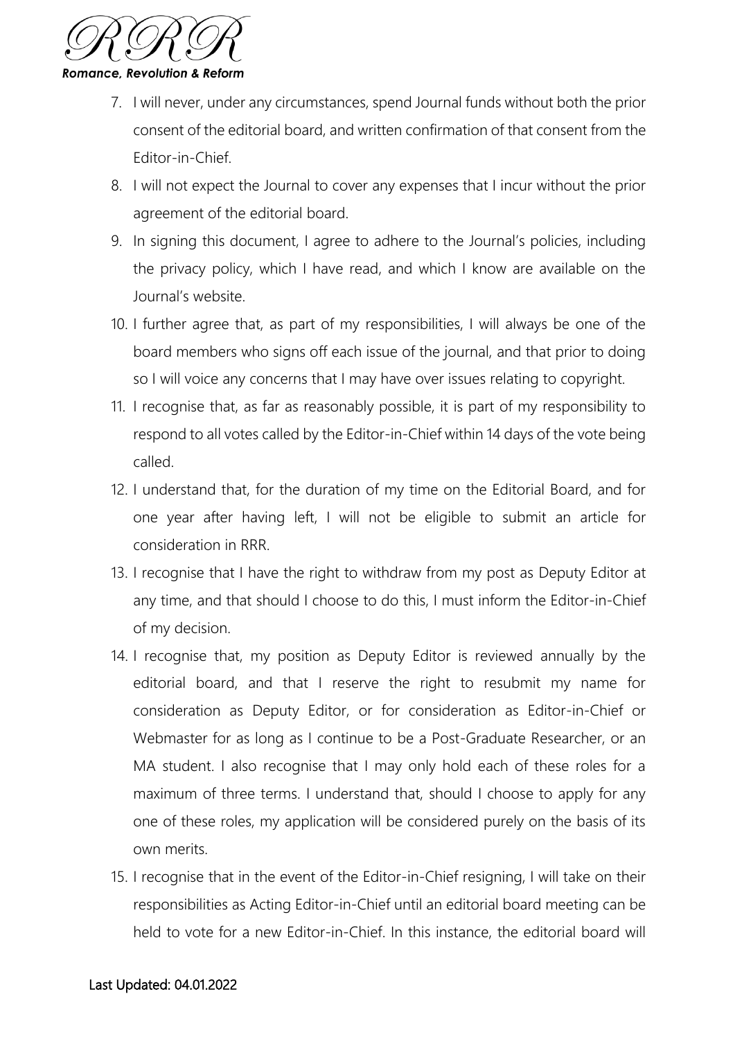7. I will never, under any circumstances, spend Journal funds without both the prior consent of the editorial board, and written confirmation of that consent from the Editor-in-Chief.
8. I will not expect the Journal to cover any expenses that I incur without the prior agreement of the editorial board.
9. In signing this document, I agree to adhere to the Journal's policies, including the privacy policy, which I have read, and which I know are available on the Journal's website.
10. I further agree that, as part of my responsibilities, I will always be one of the board members who signs off each issue of the journal, and that prior to doing so I will voice any concerns that I may have over issues relating to copyright.
11. I recognise that, as far as reasonably possible, it is part of my responsibility to respond to all votes called by the Editor-in-Chief within 14 days of the vote being called.
12. I understand that, for the duration of my time on the Editorial Board, and for one year after having left, I will not be eligible to submit an article for consideration in RRR.
13. I recognise that I have the right to withdraw from my post as Deputy Editor at any time, and that should I choose to do this, I must inform the Editor-in-Chief of my decision.
14. I recognise that, my position as Deputy Editor is reviewed annually by the editorial board, and that I reserve the right to resubmit my name for consideration as Deputy Editor, or for consideration as Editor-in-Chief or Webmaster for as long as I continue to be a Post-Graduate Researcher, or an MA student. I also recognise that I may only hold each of these roles for a maximum of three terms. I understand that, should I choose to apply for any one of these roles, my application will be considered purely on the basis of its own merits.
15. I recognise that in the event of the Editor-in-Chief resigning, I will take on their responsibilities as Acting Editor-in-Chief until an editorial board meeting can be held to vote for a new Editor-in-Chief. In this instance, the editorial board will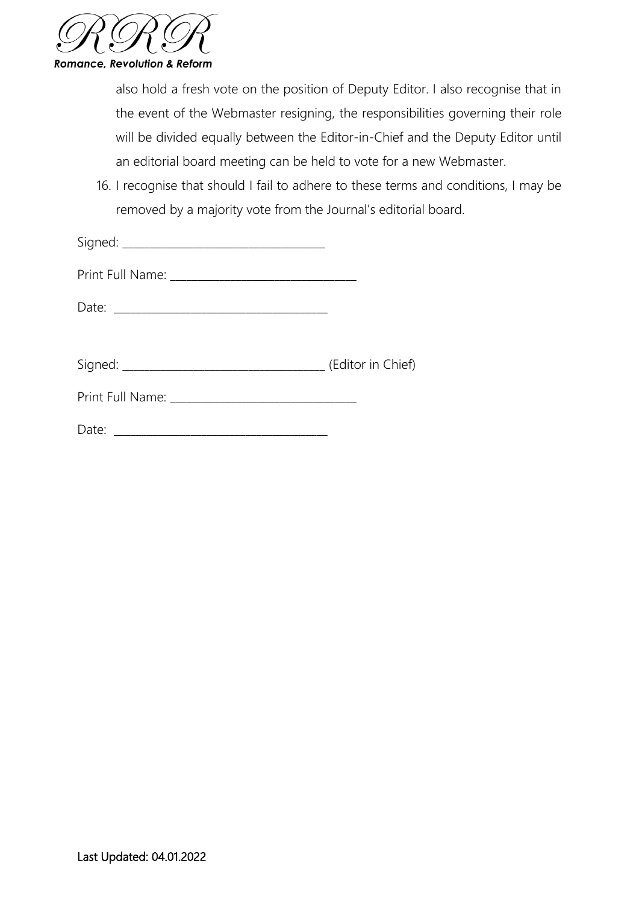also hold a fresh vote on the position of Deputy Editor. I also recognise that in the event of the Webmaster resigning, the responsibilities governing their role will be divided equally between the Editor-in-Chief and the Deputy Editor until an editorial board meeting can be held to vote for a new Webmaster.

16. I recognise that should I fail to adhere to these terms and conditions, I may be removed by a majority vote from the Journal's editorial board.

Signed: ___________________________________

Print Full Name: ________________________________

Date: _____________________________________

Signed: ___________________________________ (Editor in Chief)

Print Full Name: ________________________________

Date: _____________________________________

Last Updated: 04.01.2022